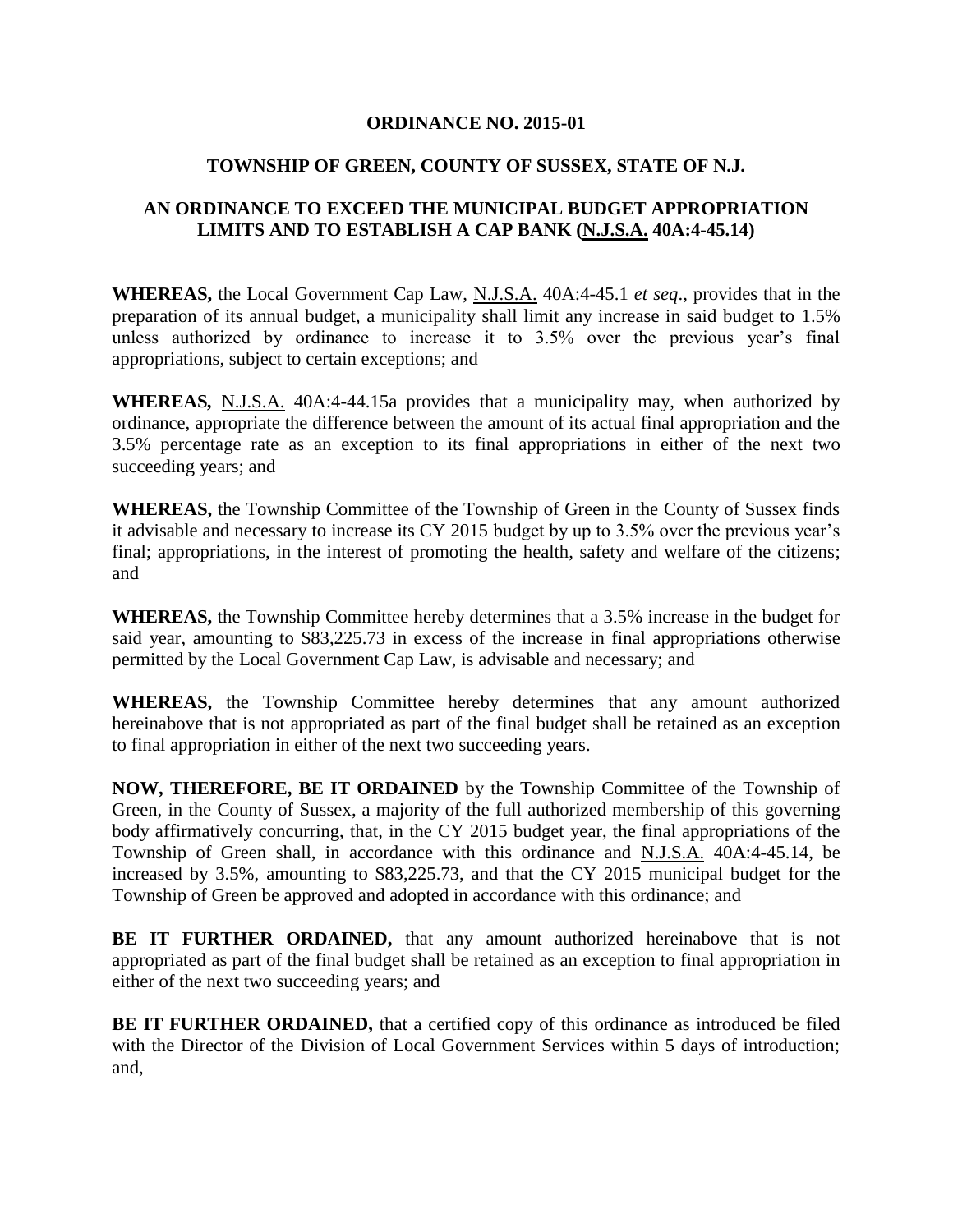**ORDINANCE NO. 2015-01**

**TOWNSHIP OF GREEN, COUNTY OF SUSSEX, STATE OF N.J.**

**AN ORDINANCE TO EXCEED THE MUNICIPAL BUDGET APPROPRIATION LIMITS AND TO ESTABLISH A CAP BANK (N.J.S.A. 40A:4-45.14)**

**WHEREAS,** the Local Government Cap Law, N.J.S.A. 40A:4-45.1 *et seq*., provides that in the preparation of its annual budget, a municipality shall limit any increase in said budget to 1.5% unless authorized by ordinance to increase it to 3.5% over the previous year's final appropriations, subject to certain exceptions; and

**WHEREAS,** N.J.S.A. 40A:4-44.15a provides that a municipality may, when authorized by ordinance, appropriate the difference between the amount of its actual final appropriation and the 3.5% percentage rate as an exception to its final appropriations in either of the next two succeeding years; and

**WHEREAS,** the Township Committee of the Township of Green in the County of Sussex finds it advisable and necessary to increase its CY 2015 budget by up to 3.5% over the previous year's final; appropriations, in the interest of promoting the health, safety and welfare of the citizens; and

**WHEREAS,** the Township Committee hereby determines that a 3.5% increase in the budget for said year, amounting to $83,225.73 in excess of the increase in final appropriations otherwise permitted by the Local Government Cap Law, is advisable and necessary; and

**WHEREAS,** the Township Committee hereby determines that any amount authorized hereinabove that is not appropriated as part of the final budget shall be retained as an exception to final appropriation in either of the next two succeeding years.

**NOW, THEREFORE, BE IT ORDAINED** by the Township Committee of the Township of Green, in the County of Sussex, a majority of the full authorized membership of this governing body affirmatively concurring, that, in the CY 2015 budget year, the final appropriations of the Township of Green shall, in accordance with this ordinance and N.J.S.A. 40A:4-45.14, be increased by 3.5%, amounting to $83,225.73, and that the CY 2015 municipal budget for the Township of Green be approved and adopted in accordance with this ordinance; and

**BE IT FURTHER ORDAINED,** that any amount authorized hereinabove that is not appropriated as part of the final budget shall be retained as an exception to final appropriation in either of the next two succeeding years; and

**BE IT FURTHER ORDAINED,** that a certified copy of this ordinance as introduced be filed with the Director of the Division of Local Government Services within 5 days of introduction; and,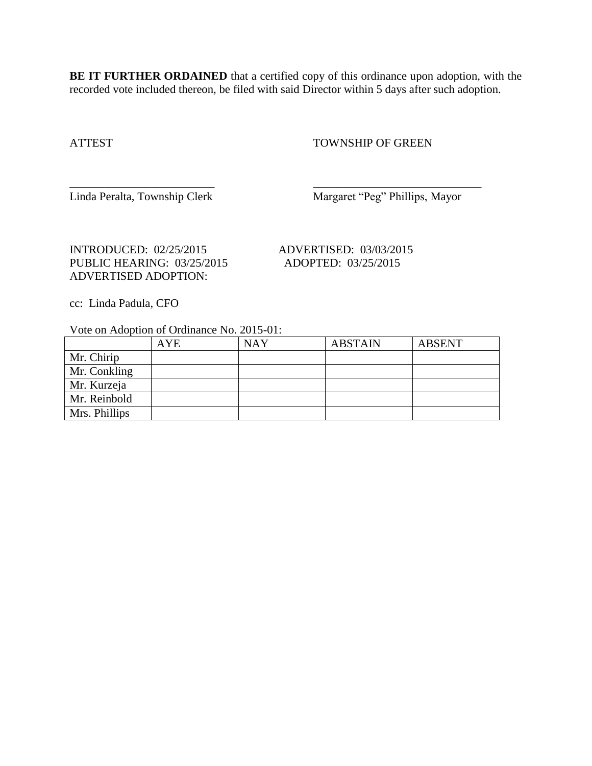**BE IT FURTHER ORDAINED** that a certified copy of this ordinance upon adoption, with the recorded vote included thereon, be filed with said Director within 5 days after such adoption.

ATTEST

TOWNSHIP OF GREEN

_________________________
Linda Peralta, Township Clerk

_____________________________
Margaret "Peg" Phillips, Mayor

INTRODUCED: 02/25/2015
ADVERTISED: 03/03/2015
PUBLIC HEARING: 03/25/2015
ADOPTED: 03/25/2015
ADVERTISED ADOPTION:

cc: Linda Padula, CFO

Vote on Adoption of Ordinance No. 2015-01:

| | AYE | NAY | ABSTAIN | ABSENT |
|---|---|---|---|---|
| Mr. Chirip | | | | |
| Mr. Conkling | | | | |
| Mr. Kurzeja | | | | |
| Mr. Reinbold | | | | |
| Mrs. Phillips | | | | |